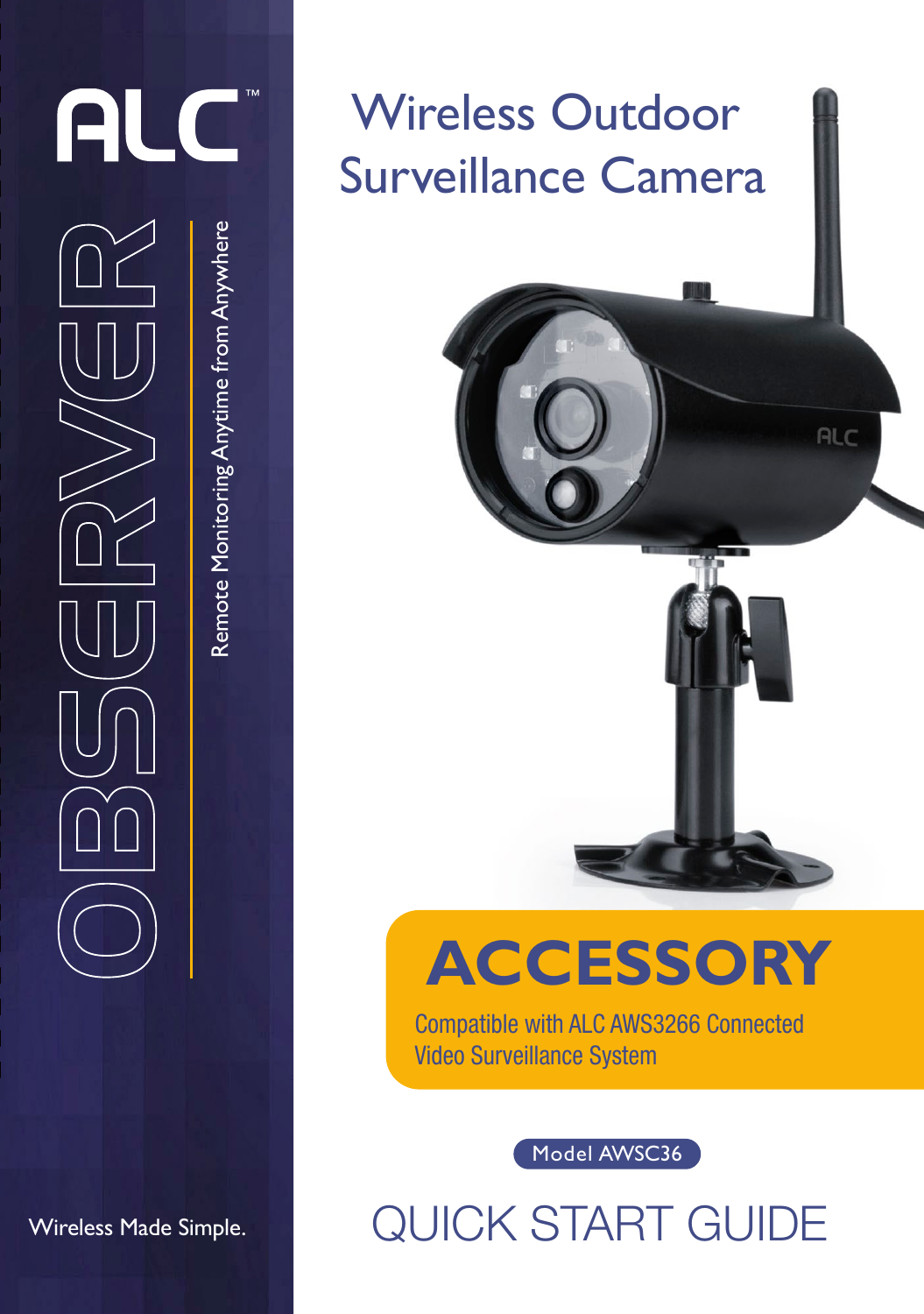# ALC™

# OBSERVER

Remote Monitoring Anytime from Anywhere

Wireless Made Simple.

# Wireless Outdoor Surveillance Camera

## ACCESSORY

Compatible with ALC AWS3266 Connected Video Surveillance System

Model AWSC36

# QUICK START GUIDE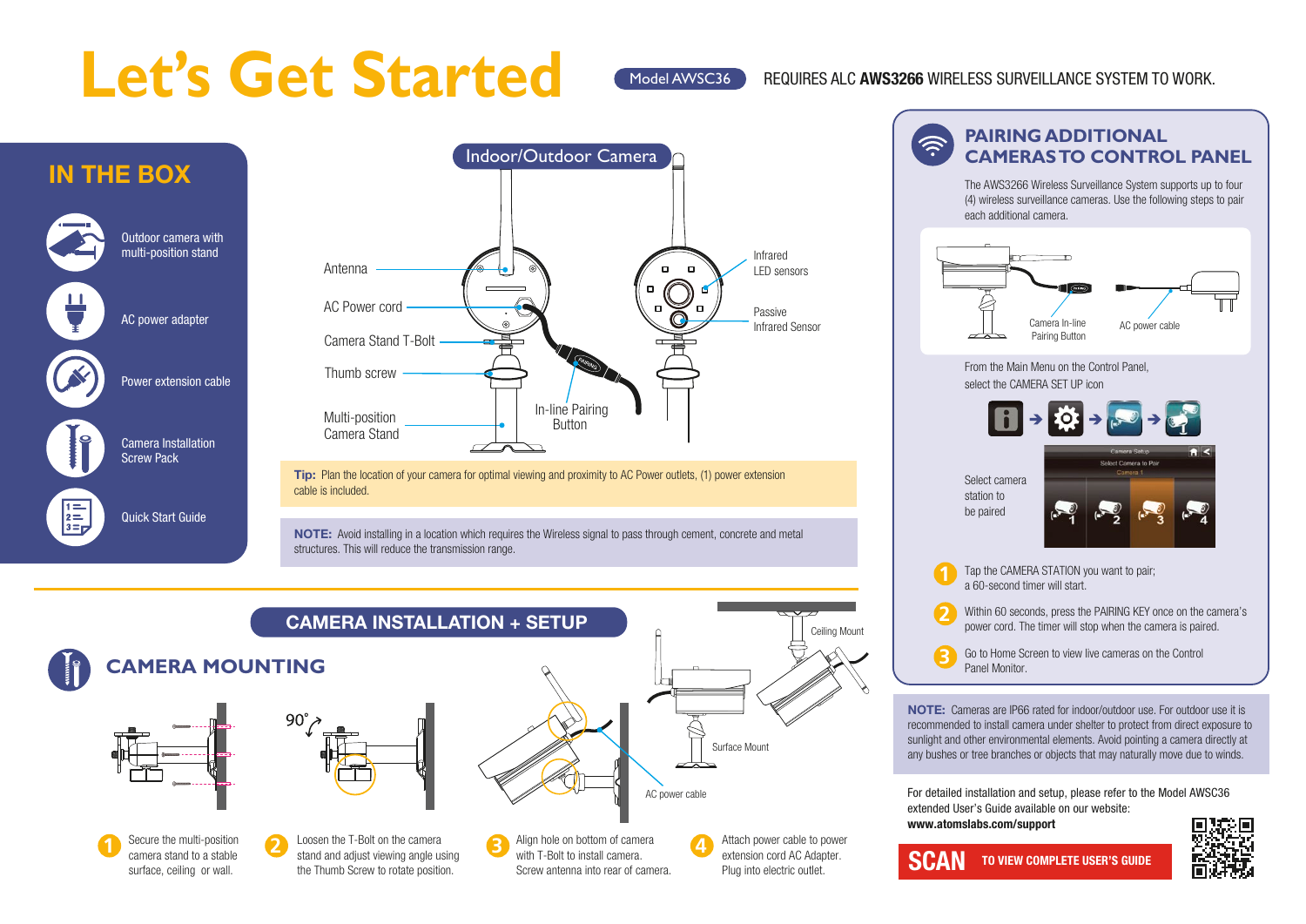# Let's Get Started

Model AWSC36

REQUIRES ALC **AWS3266** WIRELESS SURVEILLANCE SYSTEM TO WORK.

## IN THE BOX

- Outdoor camera with multi-position stand
- AC power adapter
- Power extension cable
- Camera Installation Screw Pack
- Quick Start Guide

## Indoor/Outdoor Camera

Antenna

AC Power cord

Camera Stand T-Bolt

Thumb screw

Multi-position Camera Stand

In-line Pairing Button

Infrared LED sensors

Passive Infrared Sensor

**Tip:** Plan the location of your camera for optimal viewing and proximity to AC Power outlets, (1) power extension cable is included.

**NOTE:** Avoid installing in a location which requires the Wireless signal to pass through cement, concrete and metal structures. This will reduce the transmission range.

## CAMERA INSTALLATION + SETUP

### CAMERA MOUNTING

90˚

Ceiling Mount

Surface Mount

AC power cable

1. Secure the multi-position camera stand to a stable surface, ceiling or wall.
2. Loosen the T-Bolt on the camera stand and adjust viewing angle using the Thumb Screw to rotate position.
3. Align hole on bottom of camera with T-Bolt to install camera. Screw antenna into rear of camera.
4. Attach power cable to power extension cord AC Adapter. Plug into electric outlet.

## PAIRING ADDITIONAL CAMERAS TO CONTROL PANEL

The AWS3266 Wireless Surveillance System supports up to four (4) wireless surveillance cameras. Use the following steps to pair each additional camera.

Camera In-line Pairing Button

AC power cable

From the Main Menu on the Control Panel, select the CAMERA SET UP icon

Select camera station to be paired

Camera Setup

Select Camera to Pair

Camera 1

1 2 3 4

1. Tap the CAMERA STATION you want to pair; a 60-second timer will start.
2. Within 60 seconds, press the PAIRING KEY once on the camera's power cord. The timer will stop when the camera is paired.
3. Go to Home Screen to view live cameras on the Control Panel Monitor.

**NOTE:** Cameras are IP66 rated for indoor/outdoor use. For outdoor use it is recommended to install camera under shelter to protect from direct exposure to sunlight and other environmental elements. Avoid pointing a camera directly at any bushes or tree branches or objects that may naturally move due to winds.

For detailed installation and setup, please refer to the Model AWSC36 extended User's Guide available on our website:
**www.atomslabs.com/support**

**SCAN** TO VIEW COMPLETE USER'S GUIDE